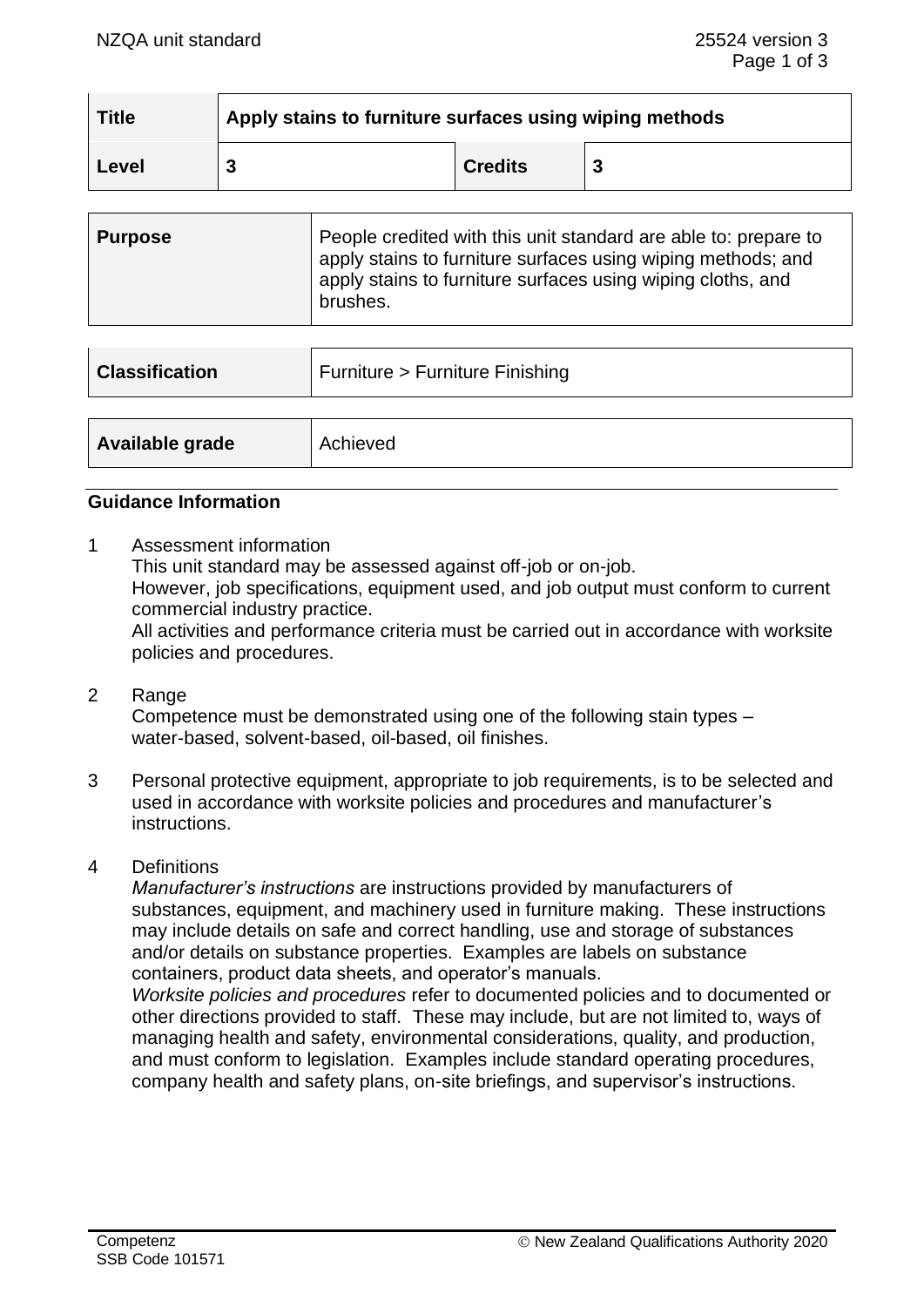| Title | Apply stains to furniture surfaces using wiping methods | | |
|---|---|---|---|
| Level | 3 | Credits | 3 |

| Purpose | People credited with this unit standard are able to: prepare to apply stains to furniture surfaces using wiping methods; and apply stains to furniture surfaces using wiping cloths, and brushes. |
|---|---|

| Classification | Furniture > Furniture Finishing |
|---|---|

| Available grade | Achieved |
|---|---|

## Guidance Information

1 Assessment information
This unit standard may be assessed against off-job or on-job.
However, job specifications, equipment used, and job output must conform to current commercial industry practice.
All activities and performance criteria must be carried out in accordance with worksite policies and procedures.

2 Range
Competence must be demonstrated using one of the following stain types – water-based, solvent-based, oil-based, oil finishes.

3 Personal protective equipment, appropriate to job requirements, is to be selected and used in accordance with worksite policies and procedures and manufacturer's instructions.

4 Definitions
*Manufacturer's instructions* are instructions provided by manufacturers of substances, equipment, and machinery used in furniture making. These instructions may include details on safe and correct handling, use and storage of substances and/or details on substance properties. Examples are labels on substance containers, product data sheets, and operator's manuals.
*Worksite policies and procedures* refer to documented policies and to documented or other directions provided to staff. These may include, but are not limited to, ways of managing health and safety, environmental considerations, quality, and production, and must conform to legislation. Examples include standard operating procedures, company health and safety plans, on-site briefings, and supervisor's instructions.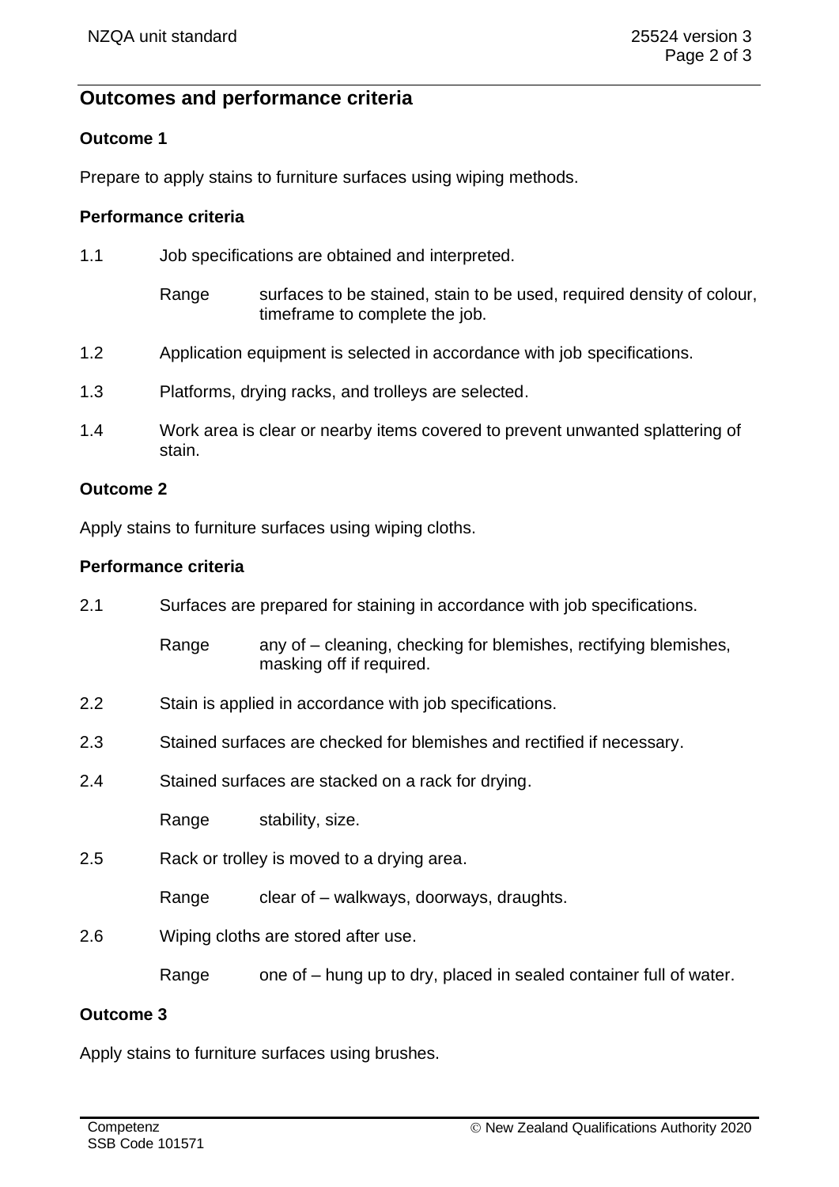## Outcomes and performance criteria

### Outcome 1

Prepare to apply stains to furniture surfaces using wiping methods.

#### Performance criteria

1.1 Job specifications are obtained and interpreted.

Range: surfaces to be stained, stain to be used, required density of colour, timeframe to complete the job.

1.2 Application equipment is selected in accordance with job specifications.

1.3 Platforms, drying racks, and trolleys are selected.

1.4 Work area is clear or nearby items covered to prevent unwanted splattering of stain.

### Outcome 2

Apply stains to furniture surfaces using wiping cloths.

#### Performance criteria

2.1 Surfaces are prepared for staining in accordance with job specifications.

Range: any of – cleaning, checking for blemishes, rectifying blemishes, masking off if required.

2.2 Stain is applied in accordance with job specifications.

2.3 Stained surfaces are checked for blemishes and rectified if necessary.

2.4 Stained surfaces are stacked on a rack for drying.

Range: stability, size.

2.5 Rack or trolley is moved to a drying area.

Range: clear of – walkways, doorways, draughts.

2.6 Wiping cloths are stored after use.

Range: one of – hung up to dry, placed in sealed container full of water.

### Outcome 3

Apply stains to furniture surfaces using brushes.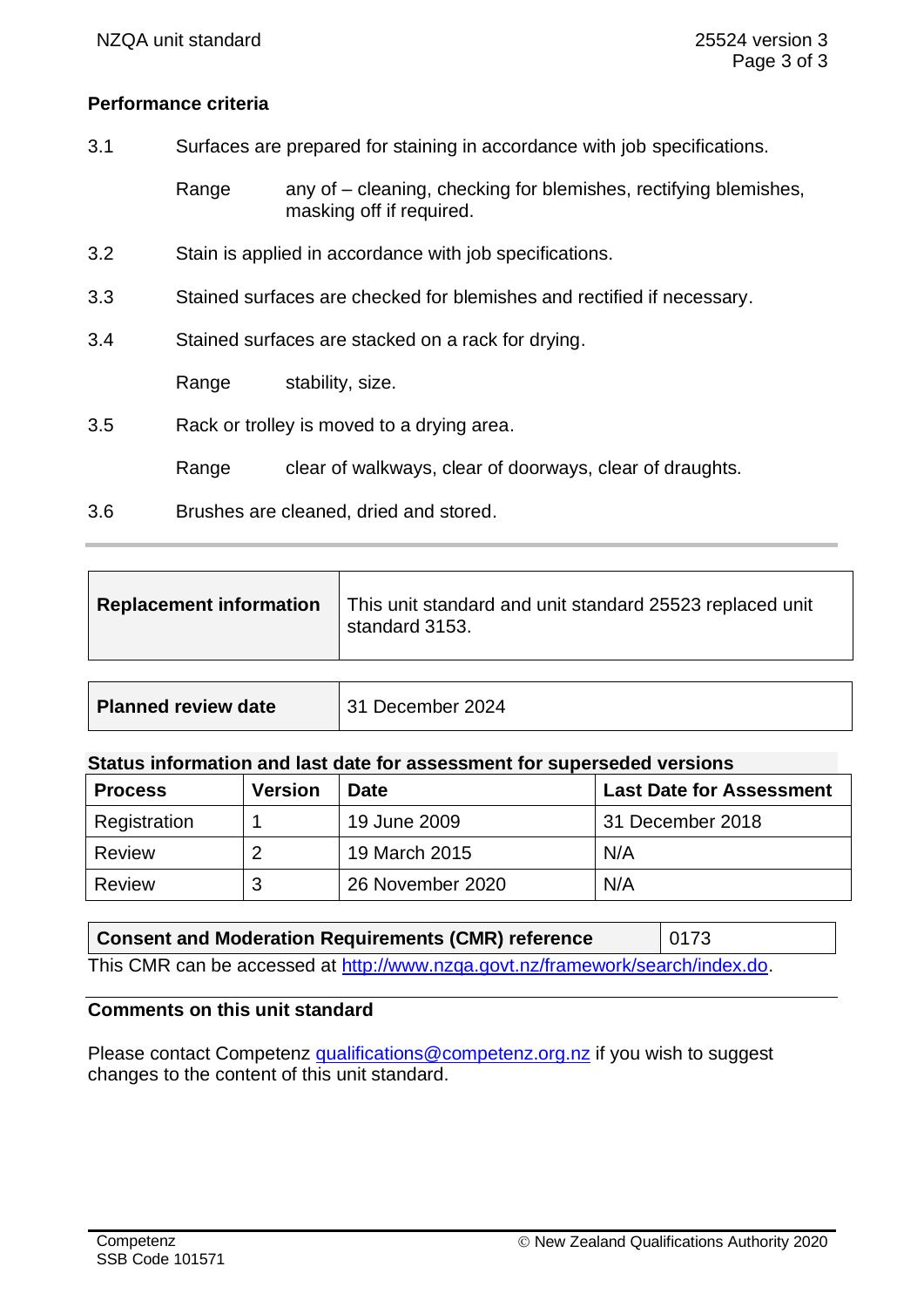### Performance criteria

3.1 Surfaces are prepared for staining in accordance with job specifications.

Range any of – cleaning, checking for blemishes, rectifying blemishes, masking off if required.

3.2 Stain is applied in accordance with job specifications.

3.3 Stained surfaces are checked for blemishes and rectified if necessary.

3.4 Stained surfaces are stacked on a rack for drying.

Range stability, size.

3.5 Rack or trolley is moved to a drying area.

Range clear of walkways, clear of doorways, clear of draughts.

3.6 Brushes are cleaned, dried and stored.

---

| | |
|---|---|
| **Replacement information** | This unit standard and unit standard 25523 replaced unit standard 3153. |

| | |
|---|---|
| **Planned review date** | 31 December 2024 |

**Status information and last date for assessment for superseded versions**

| Process | Version | Date | Last Date for Assessment |
|---|---|---|---|
| Registration | 1 | 19 June 2009 | 31 December 2018 |
| Review | 2 | 19 March 2015 | N/A |
| Review | 3 | 26 November 2020 | N/A |

| | |
|---|---|
| **Consent and Moderation Requirements (CMR) reference** | 0173 |

This CMR can be accessed at http://www.nzqa.govt.nz/framework/search/index.do.

### Comments on this unit standard

Please contact Competenz qualifications@competenz.org.nz if you wish to suggest changes to the content of this unit standard.